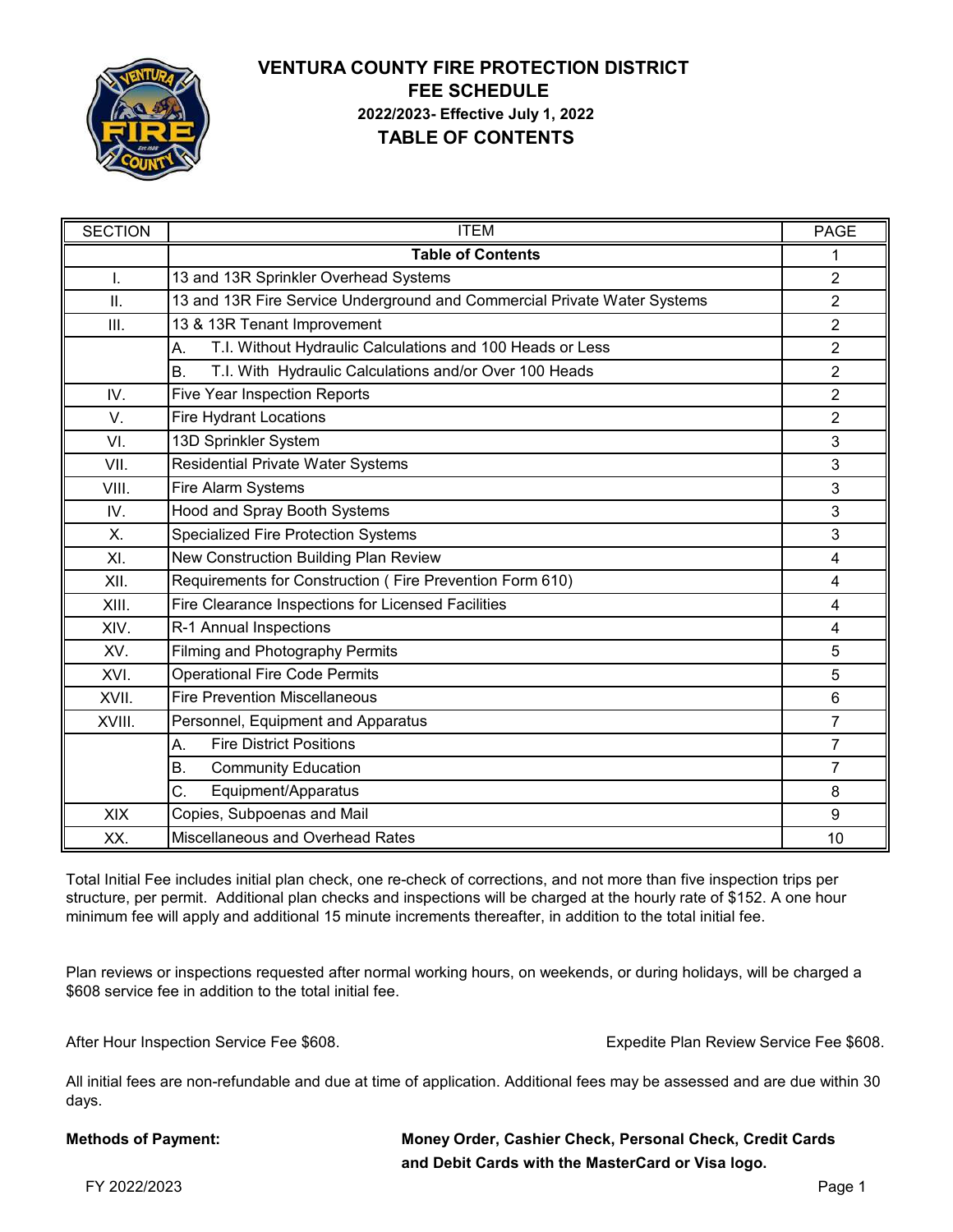# VENTURA COUNTY FIRE PROTECTION DISTRICT
## FEE SCHEDULE
### 2022/2023- Effective July 1, 2022
## TABLE OF CONTENTS

| SECTION | ITEM | PAGE |
|---|---|---|
| | **Table of Contents** | 1 |
| I. | 13 and 13R Sprinkler Overhead Systems | 2 |
| II. | 13 and 13R Fire Service Underground and Commercial Private Water Systems | 2 |
| III. | 13 & 13R Tenant Improvement | 2 |
| | A. T.I. Without Hydraulic Calculations and 100 Heads or Less | 2 |
| | B. T.I. With Hydraulic Calculations and/or Over 100 Heads | 2 |
| IV. | Five Year Inspection Reports | 2 |
| V. | Fire Hydrant Locations | 2 |
| VI. | 13D Sprinkler System | 3 |
| VII. | Residential Private Water Systems | 3 |
| VIII. | Fire Alarm Systems | 3 |
| IV. | Hood and Spray Booth Systems | 3 |
| X. | Specialized Fire Protection Systems | 3 |
| XI. | New Construction Building Plan Review | 4 |
| XII. | Requirements for Construction ( Fire Prevention Form 610) | 4 |
| XIII. | Fire Clearance Inspections for Licensed Facilities | 4 |
| XIV. | R-1 Annual Inspections | 4 |
| XV. | Filming and Photography Permits | 5 |
| XVI. | Operational Fire Code Permits | 5 |
| XVII. | Fire Prevention Miscellaneous | 6 |
| XVIII. | Personnel, Equipment and Apparatus | 7 |
| | A. Fire District Positions | 7 |
| | B. Community Education | 7 |
| | C. Equipment/Apparatus | 8 |
| XIX | Copies, Subpoenas and Mail | 9 |
| XX. | Miscellaneous and Overhead Rates | 10 |

Total Initial Fee includes initial plan check, one re-check of corrections, and not more than five inspection trips per structure, per permit. Additional plan checks and inspections will be charged at the hourly rate of $152. A one hour minimum fee will apply and additional 15 minute increments thereafter, in addition to the total initial fee.

Plan reviews or inspections requested after normal working hours, on weekends, or during holidays, will be charged a $608 service fee in addition to the total initial fee.

After Hour Inspection Service Fee $608.

Expedite Plan Review Service Fee $608.

All initial fees are non-refundable and due at time of application. Additional fees may be assessed and are due within 30 days.

**Methods of Payment:** **Money Order, Cashier Check, Personal Check, Credit Cards and Debit Cards with the MasterCard or Visa logo.**

FY 2022/2023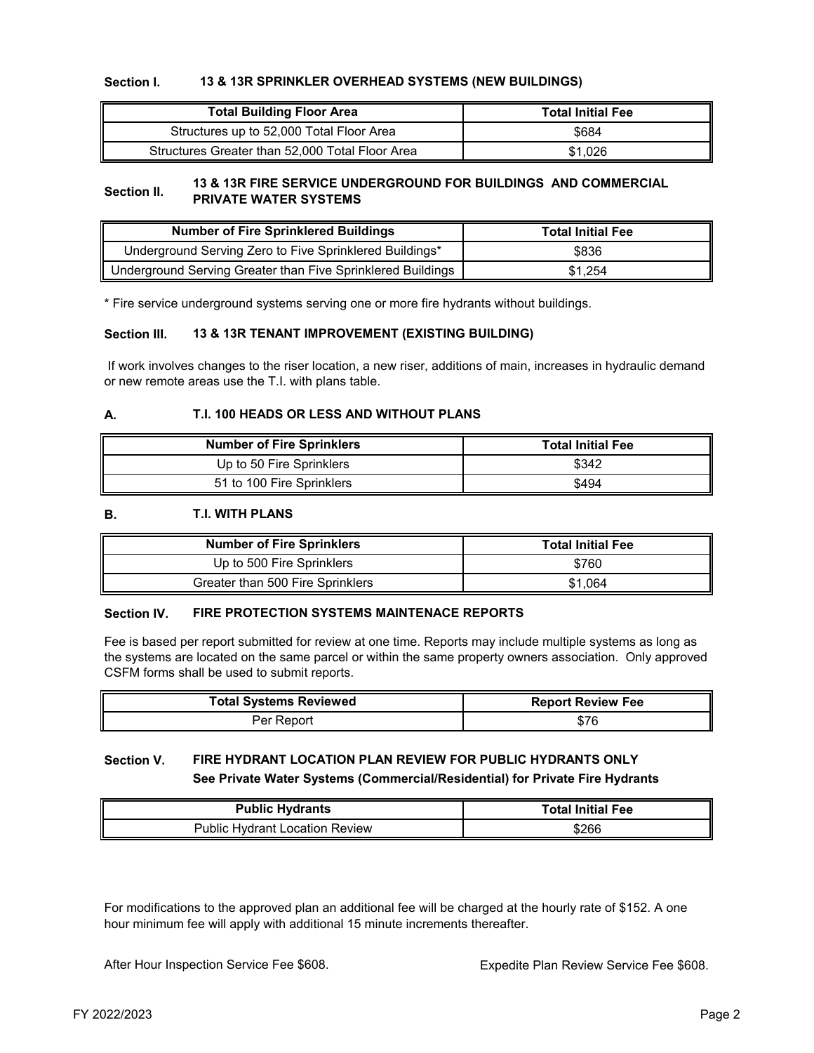## Section I. 13 & 13R SPRINKLER OVERHEAD SYSTEMS (NEW BUILDINGS)

| Total Building Floor Area | Total Initial Fee |
|---|---|
| Structures up to 52,000 Total Floor Area | $684 |
| Structures Greater than 52,000 Total Floor Area | $1,026 |

## Section II. 13 & 13R FIRE SERVICE UNDERGROUND FOR BUILDINGS AND COMMERCIAL PRIVATE WATER SYSTEMS

| Number of Fire Sprinklered Buildings | Total Initial Fee |
|---|---|
| Underground Serving Zero to Five Sprinklered Buildings* | $836 |
| Underground Serving Greater than Five Sprinklered Buildings | $1,254 |

* Fire service underground systems serving one or more fire hydrants without buildings.

## Section III. 13 & 13R TENANT IMPROVEMENT (EXISTING BUILDING)

If work involves changes to the riser location, a new riser, additions of main, increases in hydraulic demand or new remote areas use the T.I. with plans table.

### A. T.I. 100 HEADS OR LESS AND WITHOUT PLANS

| Number of Fire Sprinklers | Total Initial Fee |
|---|---|
| Up to 50 Fire Sprinklers | $342 |
| 51 to 100 Fire Sprinklers | $494 |

### B. T.I. WITH PLANS

| Number of Fire Sprinklers | Total Initial Fee |
|---|---|
| Up to 500 Fire Sprinklers | $760 |
| Greater than 500 Fire Sprinklers | $1,064 |

## Section IV. FIRE PROTECTION SYSTEMS MAINTENACE REPORTS

Fee is based per report submitted for review at one time. Reports may include multiple systems as long as the systems are located on the same parcel or within the same property owners association. Only approved CSFM forms shall be used to submit reports.

| Total Systems Reviewed | Report Review Fee |
|---|---|
| Per Report | $76 |

## Section V. FIRE HYDRANT LOCATION PLAN REVIEW FOR PUBLIC HYDRANTS ONLY

**See Private Water Systems (Commercial/Residential) for Private Fire Hydrants**

| Public Hydrants | Total Initial Fee |
|---|---|
| Public Hydrant Location Review | $266 |

For modifications to the approved plan an additional fee will be charged at the hourly rate of $152. A one hour minimum fee will apply with additional 15 minute increments thereafter.

After Hour Inspection Service Fee $608.

Expedite Plan Review Service Fee $608.

FY 2022/2023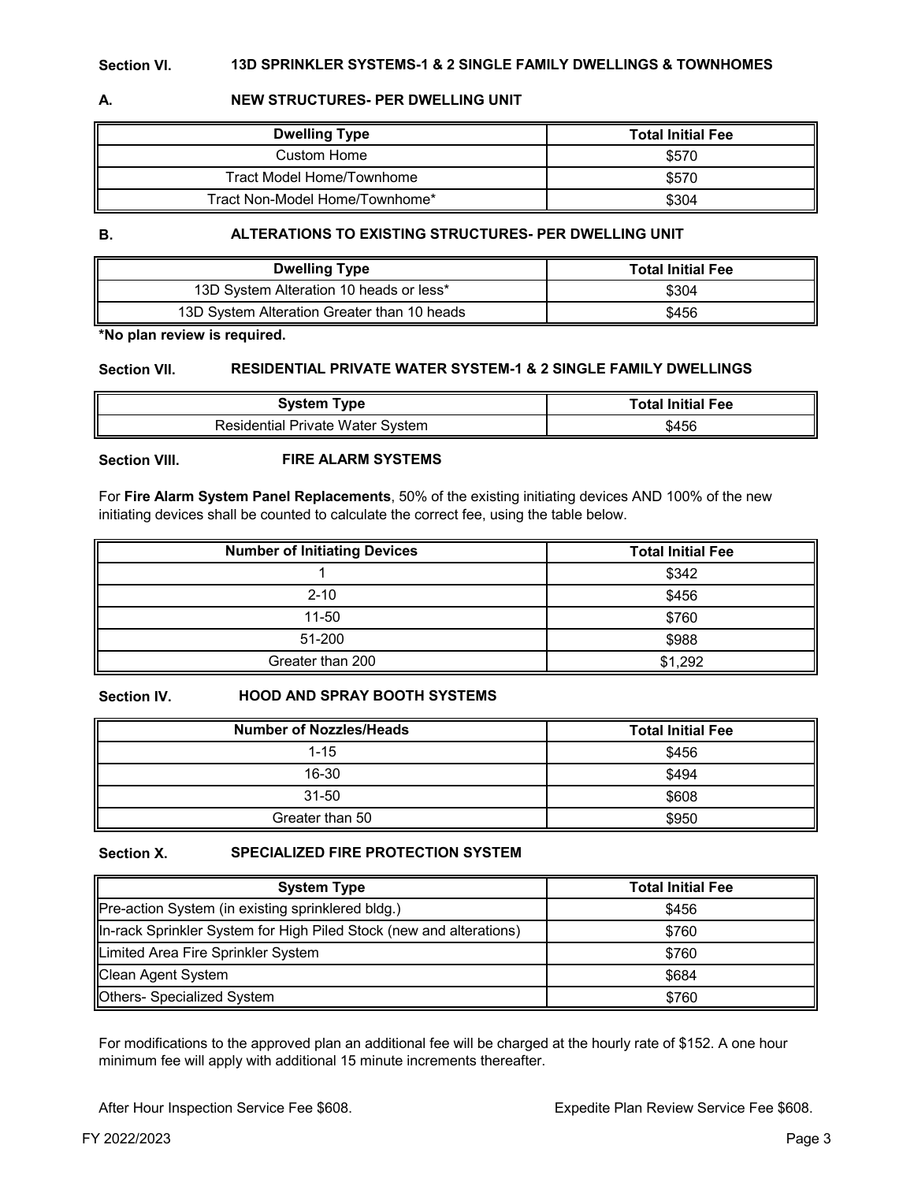## Section VI. 13D SPRINKLER SYSTEMS-1 & 2 SINGLE FAMILY DWELLINGS & TOWNHOMES

### A. NEW STRUCTURES- PER DWELLING UNIT

| Dwelling Type | Total Initial Fee |
|---|---|
| Custom Home | $570 |
| Tract Model Home/Townhome | $570 |
| Tract Non-Model Home/Townhome* | $304 |

### B. ALTERATIONS TO EXISTING STRUCTURES- PER DWELLING UNIT

| Dwelling Type | Total Initial Fee |
|---|---|
| 13D System Alteration 10 heads or less* | $304 |
| 13D System Alteration Greater than 10 heads | $456 |

**\*No plan review is required.**

## Section VII. RESIDENTIAL PRIVATE WATER SYSTEM-1 & 2 SINGLE FAMILY DWELLINGS

| System Type | Total Initial Fee |
|---|---|
| Residential Private Water System | $456 |

## Section VIII. FIRE ALARM SYSTEMS

For **Fire Alarm System Panel Replacements**, 50% of the existing initiating devices AND 100% of the new initiating devices shall be counted to calculate the correct fee, using the table below.

| Number of Initiating Devices | Total Initial Fee |
|---|---|
| 1 | $342 |
| 2-10 | $456 |
| 11-50 | $760 |
| 51-200 | $988 |
| Greater than 200 | $1,292 |

## Section IV. HOOD AND SPRAY BOOTH SYSTEMS

| Number of Nozzles/Heads | Total Initial Fee |
|---|---|
| 1-15 | $456 |
| 16-30 | $494 |
| 31-50 | $608 |
| Greater than 50 | $950 |

## Section X. SPECIALIZED FIRE PROTECTION SYSTEM

| System Type | Total Initial Fee |
|---|---|
| Pre-action System (in existing sprinklered bldg.) | $456 |
| In-rack Sprinkler System for High Piled Stock (new and alterations) | $760 |
| Limited Area Fire Sprinkler System | $760 |
| Clean Agent System | $684 |
| Others- Specialized System | $760 |

For modifications to the approved plan an additional fee will be charged at the hourly rate of $152. A one hour minimum fee will apply with additional 15 minute increments thereafter.

After Hour Inspection Service Fee $608.

Expedite Plan Review Service Fee $608.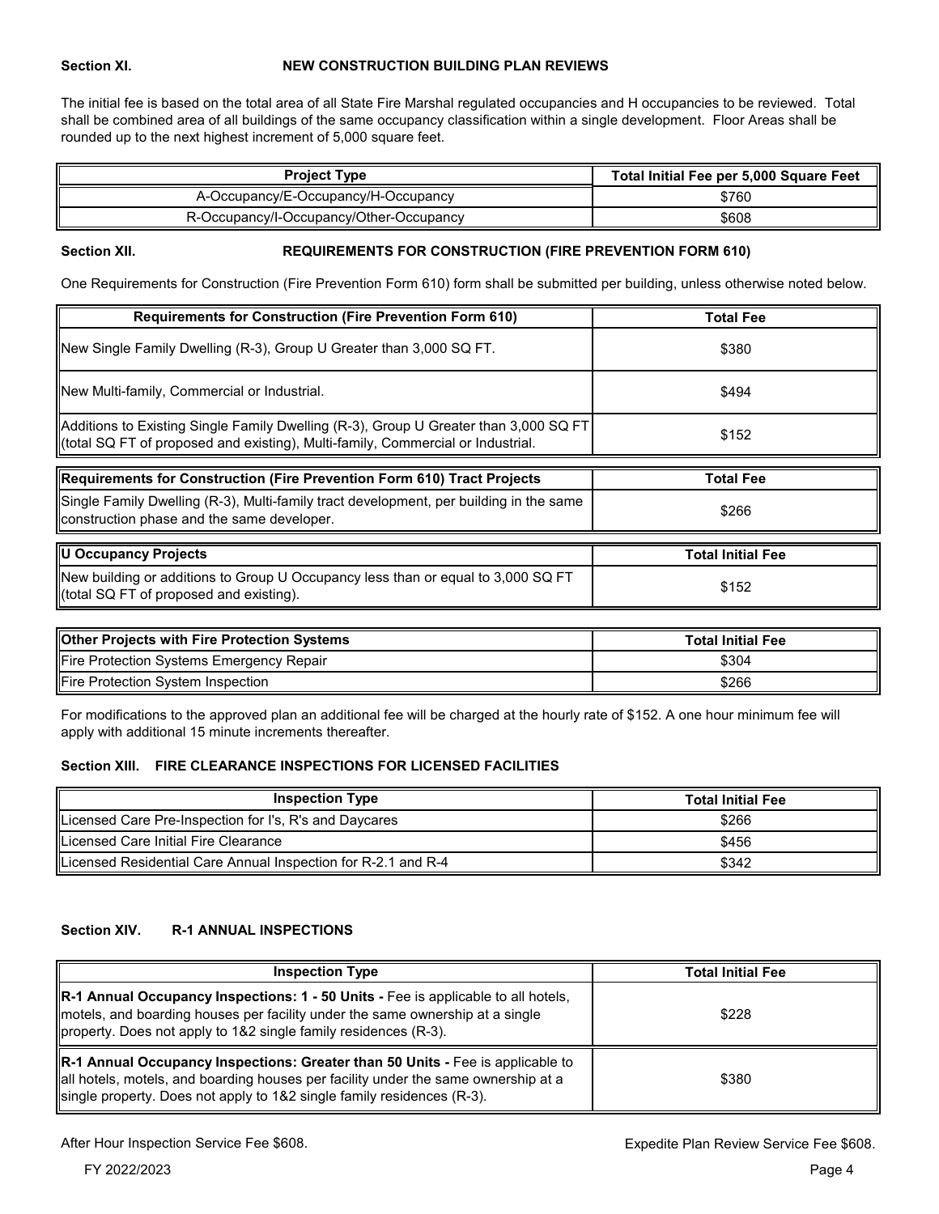## Section XI. NEW CONSTRUCTION BUILDING PLAN REVIEWS

The initial fee is based on the total area of all State Fire Marshal regulated occupancies and H occupancies to be reviewed. Total shall be combined area of all buildings of the same occupancy classification within a single development. Floor Areas shall be rounded up to the next highest increment of 5,000 square feet.

| Project Type | Total Initial Fee per 5,000 Square Feet |
|---|---|
| A-Occupancy/E-Occupancy/H-Occupancy | $760 |
| R-Occupancy/I-Occupancy/Other-Occupancy | $608 |

## Section XII. REQUIREMENTS FOR CONSTRUCTION (FIRE PREVENTION FORM 610)

One Requirements for Construction (Fire Prevention Form 610) form shall be submitted per building, unless otherwise noted below.

| Requirements for Construction (Fire Prevention Form 610) | Total Fee |
|---|---|
| New Single Family Dwelling (R-3), Group U Greater than 3,000 SQ FT. | $380 |
| New Multi-family, Commercial or Industrial. | $494 |
| Additions to Existing Single Family Dwelling (R-3), Group U Greater than 3,000 SQ FT (total SQ FT of proposed and existing), Multi-family, Commercial or Industrial. | $152 |

| Requirements for Construction (Fire Prevention Form 610) Tract Projects | Total Fee |
|---|---|
| Single Family Dwelling (R-3), Multi-family tract development, per building in the same construction phase and the same developer. | $266 |

| U Occupancy Projects | Total Initial Fee |
|---|---|
| New building or additions to Group U Occupancy less than or equal to 3,000 SQ FT (total SQ FT of proposed and existing). | $152 |

| Other Projects with Fire Protection Systems | Total Initial Fee |
|---|---|
| Fire Protection Systems Emergency Repair | $304 |
| Fire Protection System Inspection | $266 |

For modifications to the approved plan an additional fee will be charged at the hourly rate of $152. A one hour minimum fee will apply with additional 15 minute increments thereafter.

## Section XIII. FIRE CLEARANCE INSPECTIONS FOR LICENSED FACILITIES

| Inspection Type | Total Initial Fee |
|---|---|
| Licensed Care Pre-Inspection for I's, R's and Daycares | $266 |
| Licensed Care Initial Fire Clearance | $456 |
| Licensed Residential Care Annual Inspection for R-2.1 and R-4 | $342 |

## Section XIV. R-1 ANNUAL INSPECTIONS

| Inspection Type | Total Initial Fee |
|---|---|
| **R-1 Annual Occupancy Inspections: 1 - 50 Units -** Fee is applicable to all hotels, motels, and boarding houses per facility under the same ownership at a single property. Does not apply to 1&2 single family residences (R-3). | $228 |
| **R-1 Annual Occupancy Inspections: Greater than 50 Units -** Fee is applicable to all hotels, motels, and boarding houses per facility under the same ownership at a single property. Does not apply to 1&2 single family residences (R-3). | $380 |

After Hour Inspection Service Fee $608.

Expedite Plan Review Service Fee $608.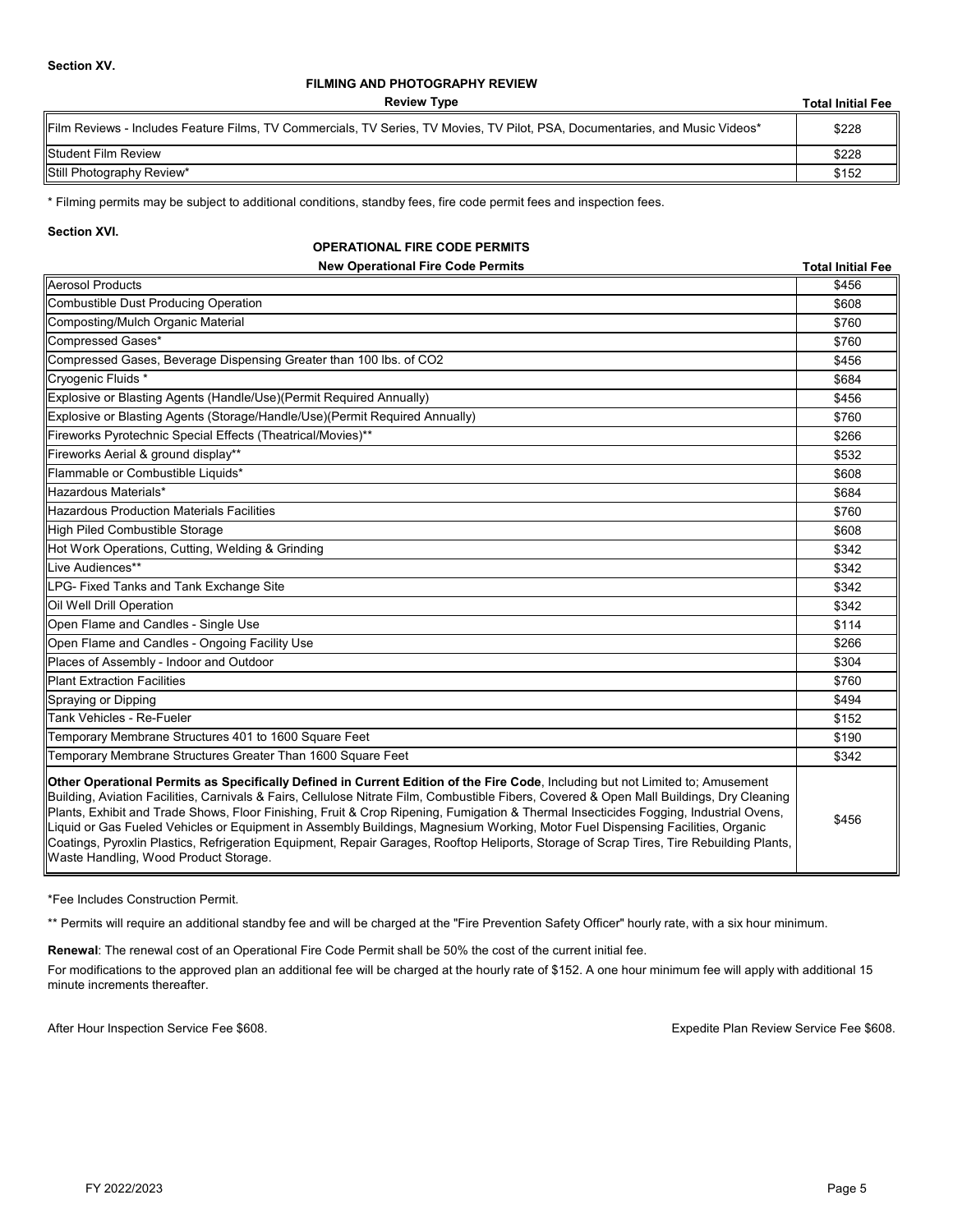**Section XV.**

## FILMING AND PHOTOGRAPHY REVIEW

| Review Type | Total Initial Fee |
|---|---|
| Film Reviews - Includes Feature Films, TV Commercials, TV Series, TV Movies, TV Pilot, PSA, Documentaries, and Music Videos* | $228 |
| Student Film Review | $228 |
| Still Photography Review* | $152 |

* Filming permits may be subject to additional conditions, standby fees, fire code permit fees and inspection fees.

**Section XVI.**

## OPERATIONAL FIRE CODE PERMITS

| New Operational Fire Code Permits | Total Initial Fee |
|---|---|
| Aerosol Products | $456 |
| Combustible Dust Producing Operation | $608 |
| Composting/Mulch Organic Material | $760 |
| Compressed Gases* | $760 |
| Compressed Gases, Beverage Dispensing Greater than 100 lbs. of $CO_2$ | $456 |
| Cryogenic Fluids * | $684 |
| Explosive or Blasting Agents (Handle/Use)(Permit Required Annually) | $456 |
| Explosive or Blasting Agents (Storage/Handle/Use)(Permit Required Annually) | $760 |
| Fireworks Pyrotechnic Special Effects (Theatrical/Movies)** | $266 |
| Fireworks Aerial & ground display** | $532 |
| Flammable or Combustible Liquids* | $608 |
| Hazardous Materials* | $684 |
| Hazardous Production Materials Facilities | $760 |
| High Piled Combustible Storage | $608 |
| Hot Work Operations, Cutting, Welding & Grinding | $342 |
| Live Audiences** | $342 |
| LPG- Fixed Tanks and Tank Exchange Site | $342 |
| Oil Well Drill Operation | $342 |
| Open Flame and Candles - Single Use | $114 |
| Open Flame and Candles - Ongoing Facility Use | $266 |
| Places of Assembly - Indoor and Outdoor | $304 |
| Plant Extraction Facilities | $760 |
| Spraying or Dipping | $494 |
| Tank Vehicles - Re-Fueler | $152 |
| Temporary Membrane Structures 401 to 1600 Square Feet | $190 |
| Temporary Membrane Structures Greater Than 1600 Square Feet | $342 |
| **Other Operational Permits as Specifically Defined in Current Edition of the Fire Code**, Including but not Limited to; Amusement Building, Aviation Facilities, Carnivals & Fairs, Cellulose Nitrate Film, Combustible Fibers, Covered & Open Mall Buildings, Dry Cleaning Plants, Exhibit and Trade Shows, Floor Finishing, Fruit & Crop Ripening, Fumigation & Thermal Insecticides Fogging, Industrial Ovens, Liquid or Gas Fueled Vehicles or Equipment in Assembly Buildings, Magnesium Working, Motor Fuel Dispensing Facilities, Organic Coatings, Pyroxlin Plastics, Refrigeration Equipment, Repair Garages, Rooftop Heliports, Storage of Scrap Tires, Tire Rebuilding Plants, Waste Handling, Wood Product Storage. | $456 |

*Fee Includes Construction Permit.

** Permits will require an additional standby fee and will be charged at the "Fire Prevention Safety Officer" hourly rate, with a six hour minimum.

**Renewal**: The renewal cost of an Operational Fire Code Permit shall be 50% the cost of the current initial fee.

For modifications to the approved plan an additional fee will be charged at the hourly rate of $152. A one hour minimum fee will apply with additional 15 minute increments thereafter.

After Hour Inspection Service Fee $608.

Expedite Plan Review Service Fee $608.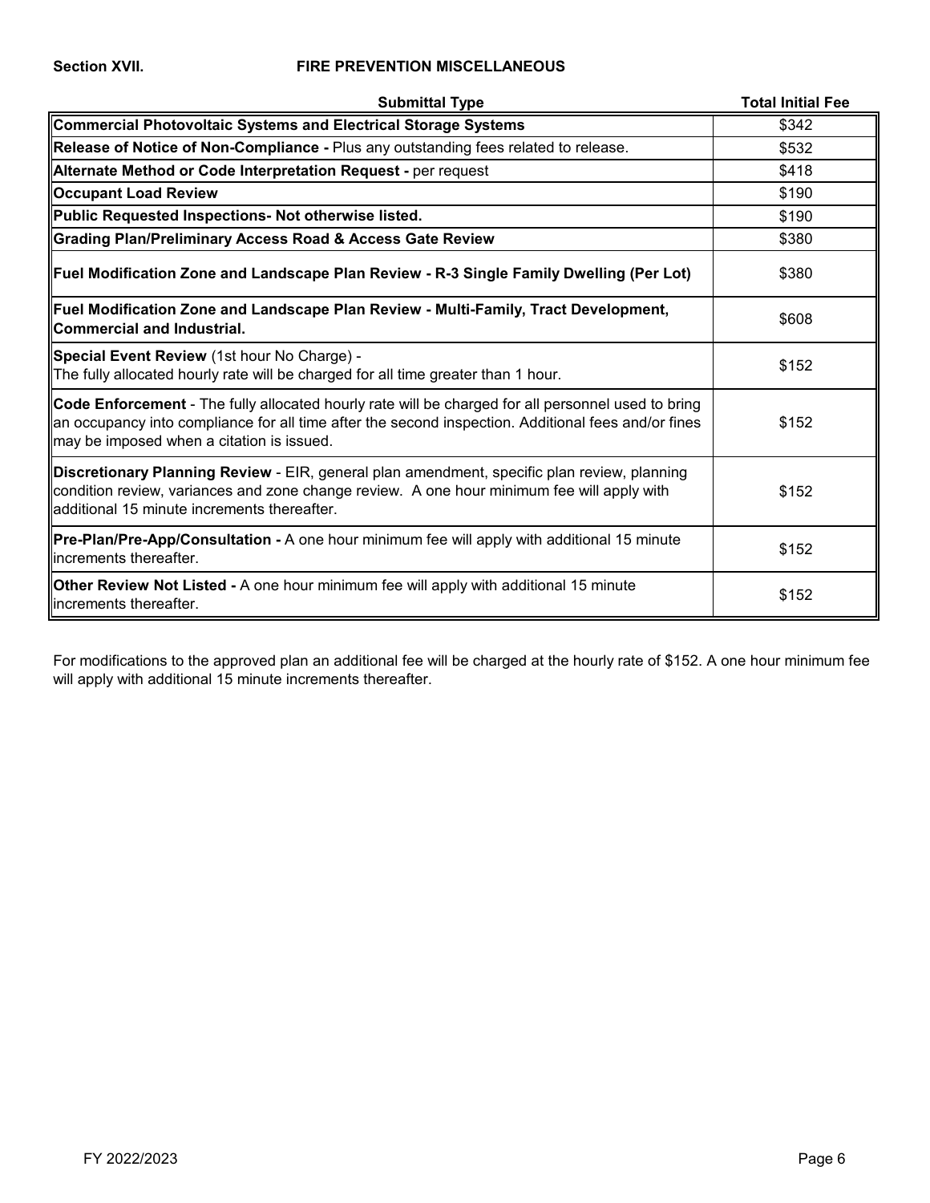**Section XVII. FIRE PREVENTION MISCELLANEOUS**

| Submittal Type | Total Initial Fee |
|---|---|
| **Commercial Photovoltaic Systems and Electrical Storage Systems** | $342 |
| **Release of Notice of Non-Compliance -** Plus any outstanding fees related to release. | $532 |
| **Alternate Method or Code Interpretation Request -** per request | $418 |
| **Occupant Load Review** | $190 |
| **Public Requested Inspections- Not otherwise listed.** | $190 |
| **Grading Plan/Preliminary Access Road & Access Gate Review** | $380 |
| **Fuel Modification Zone and Landscape Plan Review - R-3 Single Family Dwelling (Per Lot)** | $380 |
| **Fuel Modification Zone and Landscape Plan Review - Multi-Family, Tract Development, Commercial and Industrial.** | $608 |
| **Special Event Review** (1st hour No Charge) - The fully allocated hourly rate will be charged for all time greater than 1 hour. | $152 |
| **Code Enforcement** - The fully allocated hourly rate will be charged for all personnel used to bring an occupancy into compliance for all time after the second inspection. Additional fees and/or fines may be imposed when a citation is issued. | $152 |
| **Discretionary Planning Review** - EIR, general plan amendment, specific plan review, planning condition review, variances and zone change review. A one hour minimum fee will apply with additional 15 minute increments thereafter. | $152 |
| **Pre-Plan/Pre-App/Consultation -** A one hour minimum fee will apply with additional 15 minute increments thereafter. | $152 |
| **Other Review Not Listed -** A one hour minimum fee will apply with additional 15 minute increments thereafter. | $152 |

For modifications to the approved plan an additional fee will be charged at the hourly rate of $152. A one hour minimum fee will apply with additional 15 minute increments thereafter.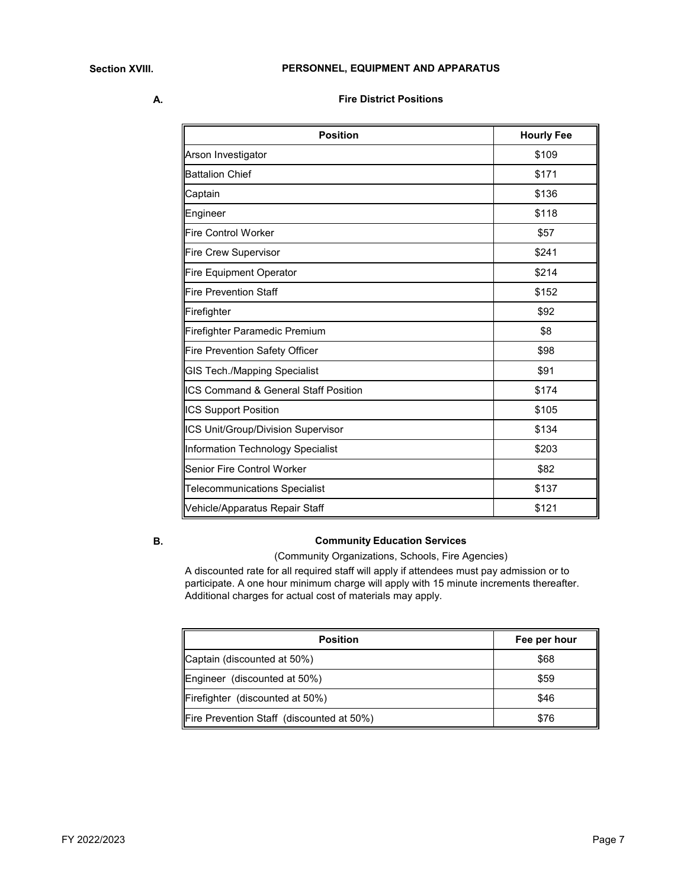## Section XVIII. PERSONNEL, EQUIPMENT AND APPARATUS

### A. Fire District Positions

| Position | Hourly Fee |
|---|---|
| Arson Investigator | $109 |
| Battalion Chief | $171 |
| Captain | $136 |
| Engineer | $118 |
| Fire Control Worker | $57 |
| Fire Crew Supervisor | $241 |
| Fire Equipment Operator | $214 |
| Fire Prevention Staff | $152 |
| Firefighter | $92 |
| Firefighter Paramedic Premium | $8 |
| Fire Prevention Safety Officer | $98 |
| GIS Tech./Mapping Specialist | $91 |
| ICS Command & General Staff Position | $174 |
| ICS Support Position | $105 |
| ICS Unit/Group/Division Supervisor | $134 |
| Information Technology Specialist | $203 |
| Senior Fire Control Worker | $82 |
| Telecommunications Specialist | $137 |
| Vehicle/Apparatus Repair Staff | $121 |

### B. Community Education Services

(Community Organizations, Schools, Fire Agencies)

A discounted rate for all required staff will apply if attendees must pay admission or to participate. A one hour minimum charge will apply with 15 minute increments thereafter. Additional charges for actual cost of materials may apply.

| Position | Fee per hour |
|---|---|
| Captain (discounted at 50%) | $68 |
| Engineer (discounted at 50%) | $59 |
| Firefighter (discounted at 50%) | $46 |
| Fire Prevention Staff (discounted at 50%) | $76 |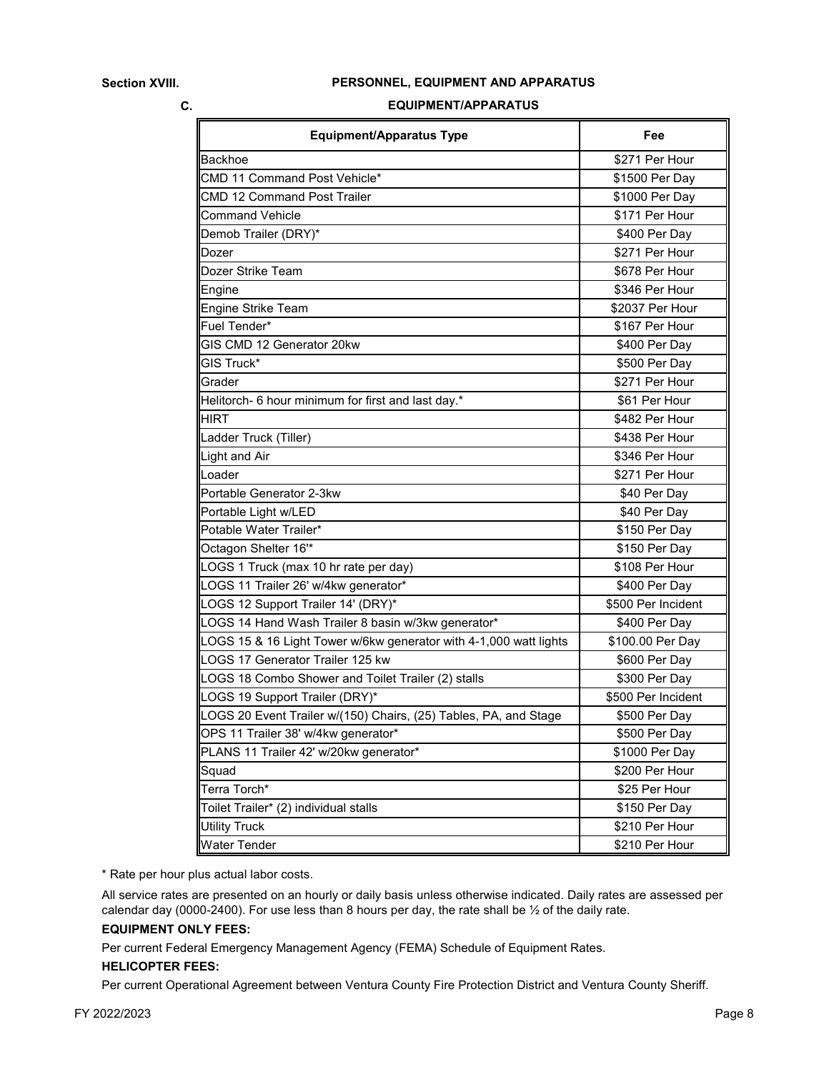**Section XVIII.** **PERSONNEL, EQUIPMENT AND APPARATUS**

**C.** **EQUIPMENT/APPARATUS**

| Equipment/Apparatus Type | Fee |
|---|---|
| Backhoe | $271 Per Hour |
| CMD 11 Command Post Vehicle* | $1500 Per Day |
| CMD 12 Command Post Trailer | $1000 Per Day |
| Command Vehicle | $171 Per Hour |
| Demob Trailer (DRY)* | $400 Per Day |
| Dozer | $271 Per Hour |
| Dozer Strike Team | $678 Per Hour |
| Engine | $346 Per Hour |
| Engine Strike Team | $2037 Per Hour |
| Fuel Tender* | $167 Per Hour |
| GIS CMD 12 Generator 20kw | $400 Per Day |
| GIS Truck* | $500 Per Day |
| Grader | $271 Per Hour |
| Helitorch- 6 hour minimum for first and last day.* | $61 Per Hour |
| HIRT | $482 Per Hour |
| Ladder Truck (Tiller) | $438 Per Hour |
| Light and Air | $346 Per Hour |
| Loader | $271 Per Hour |
| Portable Generator 2-3kw | $40 Per Day |
| Portable Light w/LED | $40 Per Day |
| Potable Water Trailer* | $150 Per Day |
| Octagon Shelter 16'* | $150 Per Day |
| LOGS 1 Truck (max 10 hr rate per day) | $108 Per Hour |
| LOGS 11 Trailer 26' w/4kw generator* | $400 Per Day |
| LOGS 12 Support Trailer 14' (DRY)* | $500 Per Incident |
| LOGS 14 Hand Wash Trailer 8 basin w/3kw generator* | $400 Per Day |
| LOGS 15 & 16 Light Tower w/6kw generator with 4-1,000 watt lights | $100.00 Per Day |
| LOGS 17 Generator Trailer 125 kw | $600 Per Day |
| LOGS 18 Combo Shower and Toilet Trailer (2) stalls | $300 Per Day |
| LOGS 19 Support Trailer (DRY)* | $500 Per Incident |
| LOGS 20 Event Trailer w/(150) Chairs, (25) Tables, PA, and Stage | $500 Per Day |
| OPS 11 Trailer 38' w/4kw generator* | $500 Per Day |
| PLANS 11 Trailer 42' w/20kw generator* | $1000 Per Day |
| Squad | $200 Per Hour |
| Terra Torch* | $25 Per Hour |
| Toilet Trailer* (2) individual stalls | $150 Per Day |
| Utility Truck | $210 Per Hour |
| Water Tender | $210 Per Hour |

* Rate per hour plus actual labor costs.

All service rates are presented on an hourly or daily basis unless otherwise indicated. Daily rates are assessed per calendar day (0000-2400). For use less than 8 hours per day, the rate shall be ½ of the daily rate.

**EQUIPMENT ONLY FEES:**

Per current Federal Emergency Management Agency (FEMA) Schedule of Equipment Rates.

**HELICOPTER FEES:**

Per current Operational Agreement between Ventura County Fire Protection District and Ventura County Sheriff.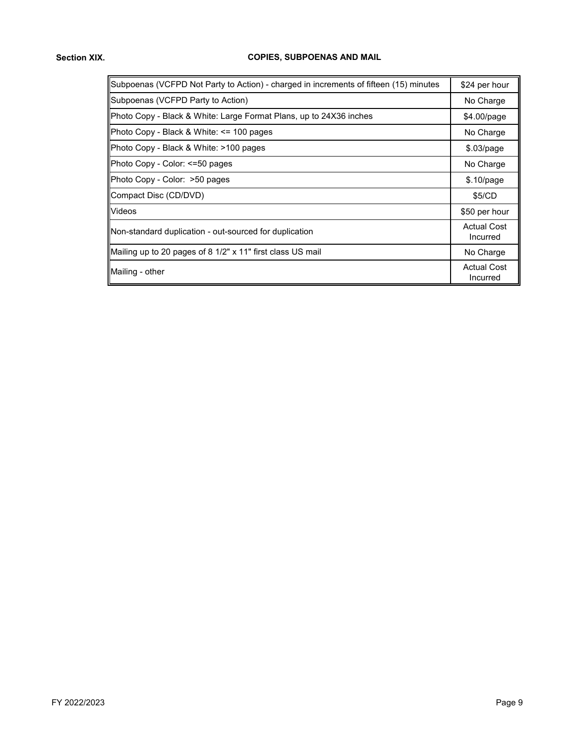**Section XIX.** **COPIES, SUBPOENAS AND MAIL**

| | |
|---|---|
| Subpoenas (VCFPD Not Party to Action) - charged in increments of fifteen (15) minutes | $24 per hour |
| Subpoenas (VCFPD Party to Action) | No Charge |
| Photo Copy - Black & White: Large Format Plans, up to 24X36 inches | $4.00/page |
| Photo Copy - Black & White: <= 100 pages | No Charge |
| Photo Copy - Black & White: >100 pages | $.03/page |
| Photo Copy - Color: <=50 pages | No Charge |
| Photo Copy - Color: >50 pages | $.10/page |
| Compact Disc (CD/DVD) | $5/CD |
| Videos | $50 per hour |
| Non-standard duplication - out-sourced for duplication | Actual Cost Incurred |
| Mailing up to 20 pages of 8 1/2" x 11" first class US mail | No Charge |
| Mailing - other | Actual Cost Incurred |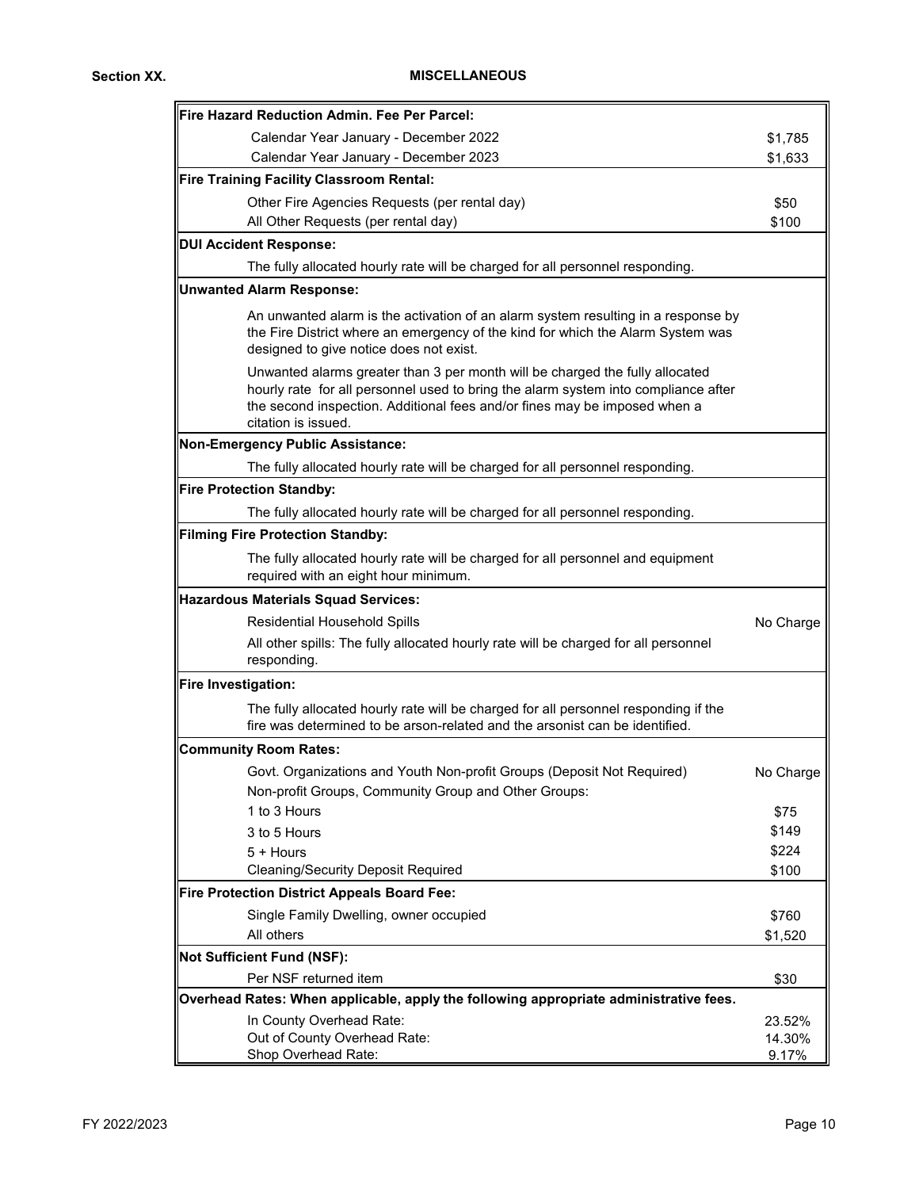**Section XX.** **MISCELLANEOUS**

| | |
|---|---|
| **Fire Hazard Reduction Admin. Fee Per Parcel:** | |
| Calendar Year January - December 2022 | $1,785 |
| Calendar Year January - December 2023 | $1,633 |
| **Fire Training Facility Classroom Rental:** | |
| Other Fire Agencies Requests (per rental day) | $50 |
| All Other Requests (per rental day) | $100 |
| **DUI Accident Response:** | |
| The fully allocated hourly rate will be charged for all personnel responding. | |
| **Unwanted Alarm Response:** | |
| An unwanted alarm is the activation of an alarm system resulting in a response by the Fire District where an emergency of the kind for which the Alarm System was designed to give notice does not exist. | |
| Unwanted alarms greater than 3 per month will be charged the fully allocated hourly rate for all personnel used to bring the alarm system into compliance after the second inspection. Additional fees and/or fines may be imposed when a citation is issued. | |
| **Non-Emergency Public Assistance:** | |
| The fully allocated hourly rate will be charged for all personnel responding. | |
| **Fire Protection Standby:** | |
| The fully allocated hourly rate will be charged for all personnel responding. | |
| **Filming Fire Protection Standby:** | |
| The fully allocated hourly rate will be charged for all personnel and equipment required with an eight hour minimum. | |
| **Hazardous Materials Squad Services:** | |
| Residential Household Spills | No Charge |
| All other spills: The fully allocated hourly rate will be charged for all personnel responding. | |
| **Fire Investigation:** | |
| The fully allocated hourly rate will be charged for all personnel responding if the fire was determined to be arson-related and the arsonist can be identified. | |
| **Community Room Rates:** | |
| Govt. Organizations and Youth Non-profit Groups (Deposit Not Required) | No Charge |
| Non-profit Groups, Community Group and Other Groups: | |
| 1 to 3 Hours | $75 |
| 3 to 5 Hours | $149 |
| 5 + Hours | $224 |
| Cleaning/Security Deposit Required | $100 |
| **Fire Protection District Appeals Board Fee:** | |
| Single Family Dwelling, owner occupied | $760 |
| All others | $1,520 |
| **Not Sufficient Fund (NSF):** | |
| Per NSF returned item | $30 |
| **Overhead Rates: When applicable, apply the following appropriate administrative fees.** | |
| In County Overhead Rate: | 23.52% |
| Out of County Overhead Rate: | 14.30% |
| Shop Overhead Rate: | 9.17% |

FY 2022/2023